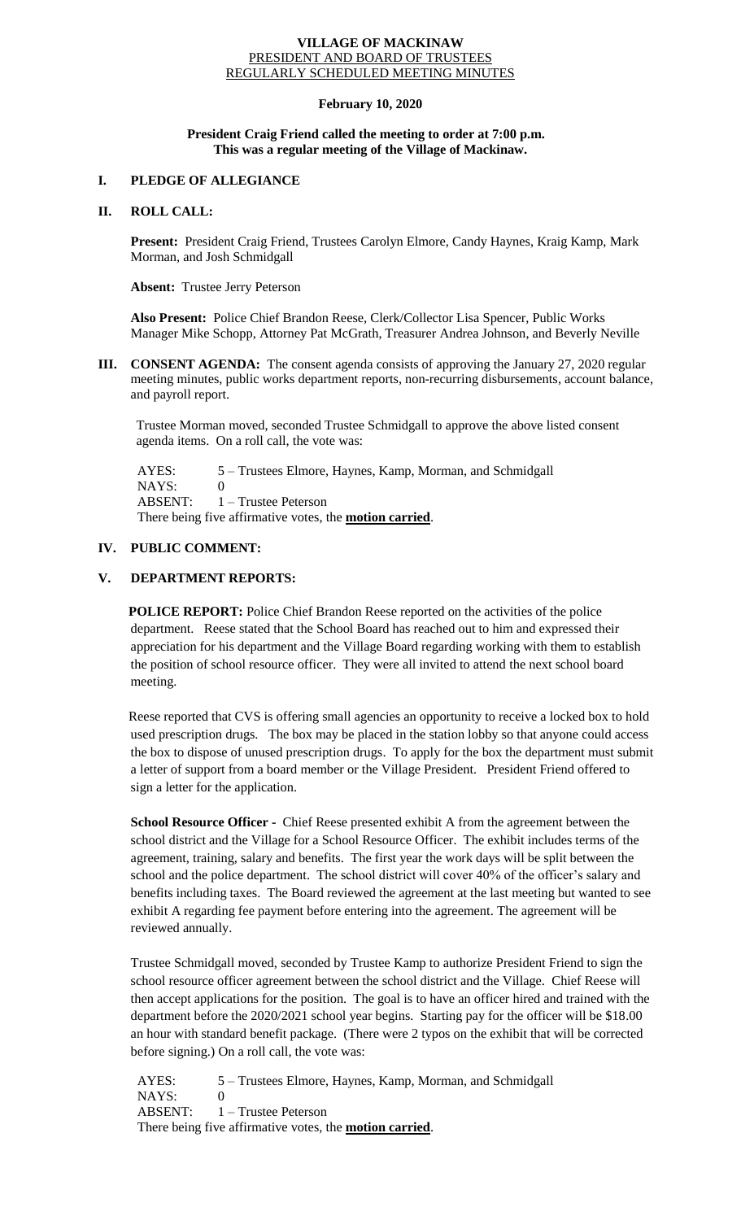**VILLAGE OF MACKINAW**
PRESIDENT AND BOARD OF TRUSTEES
REGULARLY SCHEDULED MEETING MINUTES

**February 10, 2020**

**President Craig Friend called the meeting to order at 7:00 p.m.**
**This was a regular meeting of the Village of Mackinaw.**

## I. PLEDGE OF ALLEGIANCE

## II. ROLL CALL:

**Present:** President Craig Friend, Trustees Carolyn Elmore, Candy Haynes, Kraig Kamp, Mark Morman, and Josh Schmidgall

**Absent:** Trustee Jerry Peterson

**Also Present:** Police Chief Brandon Reese, Clerk/Collector Lisa Spencer, Public Works Manager Mike Schopp, Attorney Pat McGrath, Treasurer Andrea Johnson, and Beverly Neville

## III. CONSENT AGENDA:

The consent agenda consists of approving the January 27, 2020 regular meeting minutes, public works department reports, non-recurring disbursements, account balance, and payroll report.

Trustee Morman moved, seconded Trustee Schmidgall to approve the above listed consent agenda items. On a roll call, the vote was:

AYES: 5 – Trustees Elmore, Haynes, Kamp, Morman, and Schmidgall
NAYS: 0
ABSENT: 1 – Trustee Peterson
There being five affirmative votes, the **motion carried**.

## IV. PUBLIC COMMENT:

## V. DEPARTMENT REPORTS:

**POLICE REPORT:** Police Chief Brandon Reese reported on the activities of the police department. Reese stated that the School Board has reached out to him and expressed their appreciation for his department and the Village Board regarding working with them to establish the position of school resource officer. They were all invited to attend the next school board meeting.

Reese reported that CVS is offering small agencies an opportunity to receive a locked box to hold used prescription drugs. The box may be placed in the station lobby so that anyone could access the box to dispose of unused prescription drugs. To apply for the box the department must submit a letter of support from a board member or the Village President. President Friend offered to sign a letter for the application.

**School Resource Officer -** Chief Reese presented exhibit A from the agreement between the school district and the Village for a School Resource Officer. The exhibit includes terms of the agreement, training, salary and benefits. The first year the work days will be split between the school and the police department. The school district will cover 40% of the officer's salary and benefits including taxes. The Board reviewed the agreement at the last meeting but wanted to see exhibit A regarding fee payment before entering into the agreement. The agreement will be reviewed annually.

Trustee Schmidgall moved, seconded by Trustee Kamp to authorize President Friend to sign the school resource officer agreement between the school district and the Village. Chief Reese will then accept applications for the position. The goal is to have an officer hired and trained with the department before the 2020/2021 school year begins. Starting pay for the officer will be $18.00 an hour with standard benefit package. (There were 2 typos on the exhibit that will be corrected before signing.) On a roll call, the vote was:

AYES: 5 – Trustees Elmore, Haynes, Kamp, Morman, and Schmidgall
NAYS: 0
ABSENT: 1 – Trustee Peterson
There being five affirmative votes, the **motion carried**.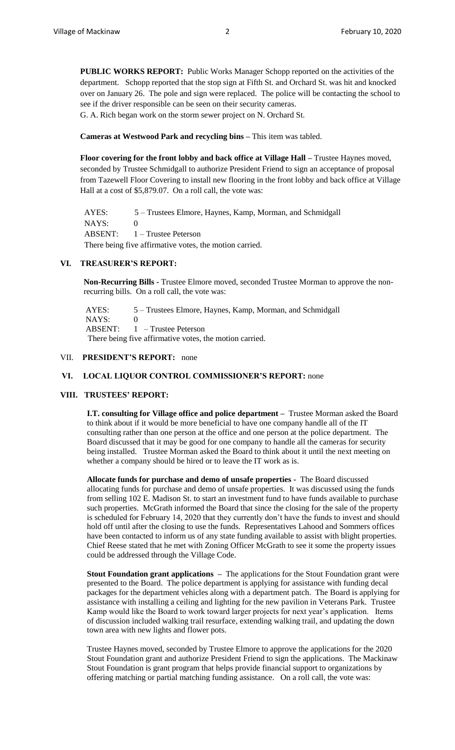**PUBLIC WORKS REPORT:** Public Works Manager Schopp reported on the activities of the department. Schopp reported that the stop sign at Fifth St. and Orchard St. was hit and knocked over on January 26. The pole and sign were replaced. The police will be contacting the school to see if the driver responsible can be seen on their security cameras.
G. A. Rich began work on the storm sewer project on N. Orchard St.

**Cameras at Westwood Park and recycling bins –** This item was tabled.

**Floor covering for the front lobby and back office at Village Hall –** Trustee Haynes moved, seconded by Trustee Schmidgall to authorize President Friend to sign an acceptance of proposal from Tazewell Floor Covering to install new flooring in the front lobby and back office at Village Hall at a cost of $5,879.07. On a roll call, the vote was:

AYES: 5 – Trustees Elmore, Haynes, Kamp, Morman, and Schmidgall
NAYS: 0
ABSENT: 1 – Trustee Peterson
There being five affirmative votes, the motion carried.

## VI. TREASURER'S REPORT:

**Non-Recurring Bills -** Trustee Elmore moved, seconded Trustee Morman to approve the non-recurring bills. On a roll call, the vote was:

AYES: 5 – Trustees Elmore, Haynes, Kamp, Morman, and Schmidgall
NAYS: 0
ABSENT: 1 – Trustee Peterson
There being five affirmative votes, the motion carried.

## VII. PRESIDENT'S REPORT: none

## VI. LOCAL LIQUOR CONTROL COMMISSIONER'S REPORT: none

## VIII. TRUSTEES' REPORT:

**I.T. consulting for Village office and police department –** Trustee Morman asked the Board to think about if it would be more beneficial to have one company handle all of the IT consulting rather than one person at the office and one person at the police department. The Board discussed that it may be good for one company to handle all the cameras for security being installed. Trustee Morman asked the Board to think about it until the next meeting on whether a company should be hired or to leave the IT work as is.

**Allocate funds for purchase and demo of unsafe properties -** The Board discussed allocating funds for purchase and demo of unsafe properties. It was discussed using the funds from selling 102 E. Madison St. to start an investment fund to have funds available to purchase such properties. McGrath informed the Board that since the closing for the sale of the property is scheduled for February 14, 2020 that they currently don't have the funds to invest and should hold off until after the closing to use the funds. Representatives Lahood and Sommers offices have been contacted to inform us of any state funding available to assist with blight properties. Chief Reese stated that he met with Zoning Officer McGrath to see it some the property issues could be addressed through the Village Code.

**Stout Foundation grant applications –** The applications for the Stout Foundation grant were presented to the Board. The police department is applying for assistance with funding decal packages for the department vehicles along with a department patch. The Board is applying for assistance with installing a ceiling and lighting for the new pavilion in Veterans Park. Trustee Kamp would like the Board to work toward larger projects for next year's application. Items of discussion included walking trail resurface, extending walking trail, and updating the down town area with new lights and flower pots.

Trustee Haynes moved, seconded by Trustee Elmore to approve the applications for the 2020 Stout Foundation grant and authorize President Friend to sign the applications. The Mackinaw Stout Foundation is grant program that helps provide financial support to organizations by offering matching or partial matching funding assistance. On a roll call, the vote was: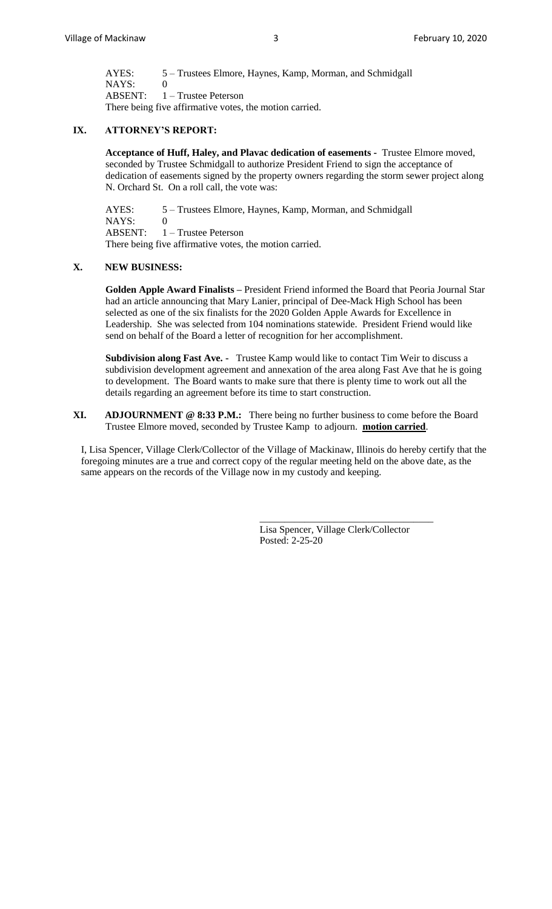AYES: 5 – Trustees Elmore, Haynes, Kamp, Morman, and Schmidgall
NAYS: 0
ABSENT: 1 – Trustee Peterson
There being five affirmative votes, the motion carried.

## IX. ATTORNEY'S REPORT:

**Acceptance of Huff, Haley, and Plavac dedication of easements -** Trustee Elmore moved, seconded by Trustee Schmidgall to authorize President Friend to sign the acceptance of dedication of easements signed by the property owners regarding the storm sewer project along N. Orchard St. On a roll call, the vote was:

AYES: 5 – Trustees Elmore, Haynes, Kamp, Morman, and Schmidgall
NAYS: 0
ABSENT: 1 – Trustee Peterson
There being five affirmative votes, the motion carried.

## X. NEW BUSINESS:

**Golden Apple Award Finalists –** President Friend informed the Board that Peoria Journal Star had an article announcing that Mary Lanier, principal of Dee-Mack High School has been selected as one of the six finalists for the 2020 Golden Apple Awards for Excellence in Leadership. She was selected from 104 nominations statewide. President Friend would like send on behalf of the Board a letter of recognition for her accomplishment.

**Subdivision along Fast Ave. -** Trustee Kamp would like to contact Tim Weir to discuss a subdivision development agreement and annexation of the area along Fast Ave that he is going to development. The Board wants to make sure that there is plenty time to work out all the details regarding an agreement before its time to start construction.

## XI. ADJOURNMENT @ 8:33 P.M.:

There being no further business to come before the Board Trustee Elmore moved, seconded by Trustee Kamp to adjourn. **motion carried**.

I, Lisa Spencer, Village Clerk/Collector of the Village of Mackinaw, Illinois do hereby certify that the foregoing minutes are a true and correct copy of the regular meeting held on the above date, as the same appears on the records of the Village now in my custody and keeping.

\_\_\_\_\_\_\_\_\_\_\_\_\_\_\_\_\_\_\_\_\_\_\_\_\_\_\_\_\_\_\_\_\_\_\_\_
Lisa Spencer, Village Clerk/Collector
Posted: 2-25-20